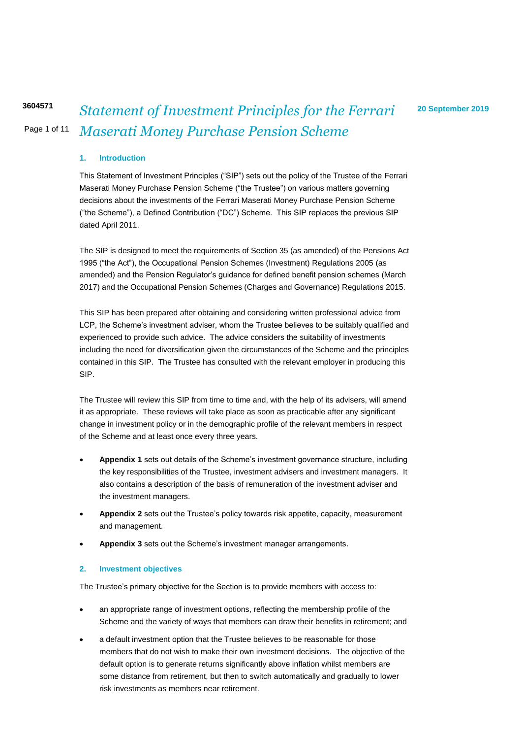# Statement of Investment Principles for the Ferrari Maserati Money Purchase Pension Scheme

3604571

20 September 2019

## 1. Introduction

This Statement of Investment Principles ("SIP") sets out the policy of the Trustee of the Ferrari Maserati Money Purchase Pension Scheme ("the Trustee") on various matters governing decisions about the investments of the Ferrari Maserati Money Purchase Pension Scheme ("the Scheme"), a Defined Contribution ("DC") Scheme. This SIP replaces the previous SIP dated April 2011.

The SIP is designed to meet the requirements of Section 35 (as amended) of the Pensions Act 1995 ("the Act"), the Occupational Pension Schemes (Investment) Regulations 2005 (as amended) and the Pension Regulator's guidance for defined benefit pension schemes (March 2017) and the Occupational Pension Schemes (Charges and Governance) Regulations 2015.

This SIP has been prepared after obtaining and considering written professional advice from LCP, the Scheme's investment adviser, whom the Trustee believes to be suitably qualified and experienced to provide such advice. The advice considers the suitability of investments including the need for diversification given the circumstances of the Scheme and the principles contained in this SIP. The Trustee has consulted with the relevant employer in producing this SIP.

The Trustee will review this SIP from time to time and, with the help of its advisers, will amend it as appropriate. These reviews will take place as soon as practicable after any significant change in investment policy or in the demographic profile of the relevant members in respect of the Scheme and at least once every three years.

- **Appendix 1** sets out details of the Scheme's investment governance structure, including the key responsibilities of the Trustee, investment advisers and investment managers. It also contains a description of the basis of remuneration of the investment adviser and the investment managers.
- **Appendix 2** sets out the Trustee's policy towards risk appetite, capacity, measurement and management.
- **Appendix 3** sets out the Scheme's investment manager arrangements.

## 2. Investment objectives

The Trustee's primary objective for the Section is to provide members with access to:

- an appropriate range of investment options, reflecting the membership profile of the Scheme and the variety of ways that members can draw their benefits in retirement; and
- a default investment option that the Trustee believes to be reasonable for those members that do not wish to make their own investment decisions. The objective of the default option is to generate returns significantly above inflation whilst members are some distance from retirement, but then to switch automatically and gradually to lower risk investments as members near retirement.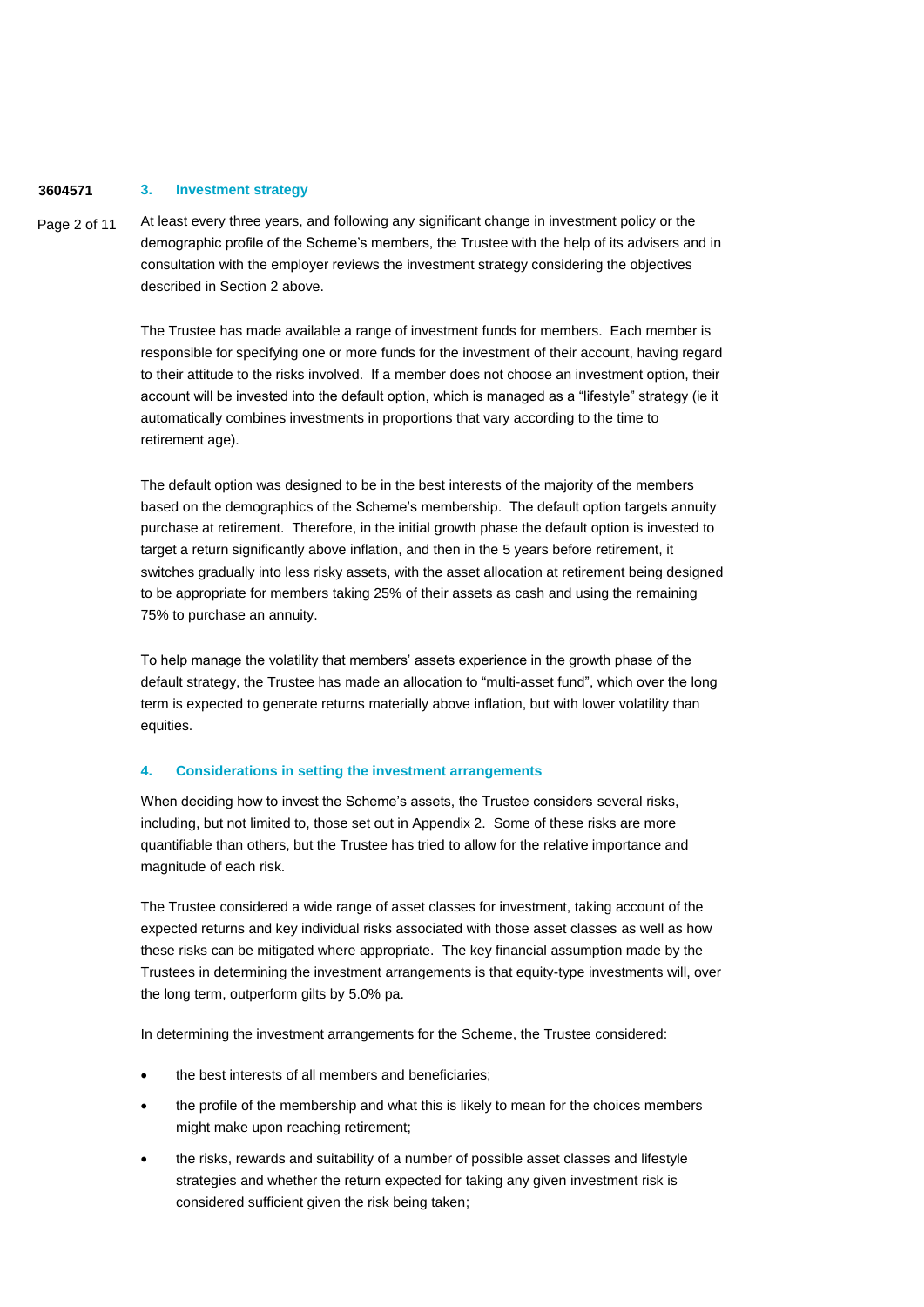## 3. Investment strategy

At least every three years, and following any significant change in investment policy or the demographic profile of the Scheme's members, the Trustee with the help of its advisers and in consultation with the employer reviews the investment strategy considering the objectives described in Section 2 above.

The Trustee has made available a range of investment funds for members. Each member is responsible for specifying one or more funds for the investment of their account, having regard to their attitude to the risks involved. If a member does not choose an investment option, their account will be invested into the default option, which is managed as a "lifestyle" strategy (ie it automatically combines investments in proportions that vary according to the time to retirement age).

The default option was designed to be in the best interests of the majority of the members based on the demographics of the Scheme's membership. The default option targets annuity purchase at retirement. Therefore, in the initial growth phase the default option is invested to target a return significantly above inflation, and then in the 5 years before retirement, it switches gradually into less risky assets, with the asset allocation at retirement being designed to be appropriate for members taking 25% of their assets as cash and using the remaining 75% to purchase an annuity.

To help manage the volatility that members' assets experience in the growth phase of the default strategy, the Trustee has made an allocation to "multi-asset fund", which over the long term is expected to generate returns materially above inflation, but with lower volatility than equities.

## 4. Considerations in setting the investment arrangements

When deciding how to invest the Scheme's assets, the Trustee considers several risks, including, but not limited to, those set out in Appendix 2. Some of these risks are more quantifiable than others, but the Trustee has tried to allow for the relative importance and magnitude of each risk.

The Trustee considered a wide range of asset classes for investment, taking account of the expected returns and key individual risks associated with those asset classes as well as how these risks can be mitigated where appropriate. The key financial assumption made by the Trustees in determining the investment arrangements is that equity-type investments will, over the long term, outperform gilts by 5.0% pa.

In determining the investment arrangements for the Scheme, the Trustee considered:

- the best interests of all members and beneficiaries;
- the profile of the membership and what this is likely to mean for the choices members might make upon reaching retirement;
- the risks, rewards and suitability of a number of possible asset classes and lifestyle strategies and whether the return expected for taking any given investment risk is considered sufficient given the risk being taken;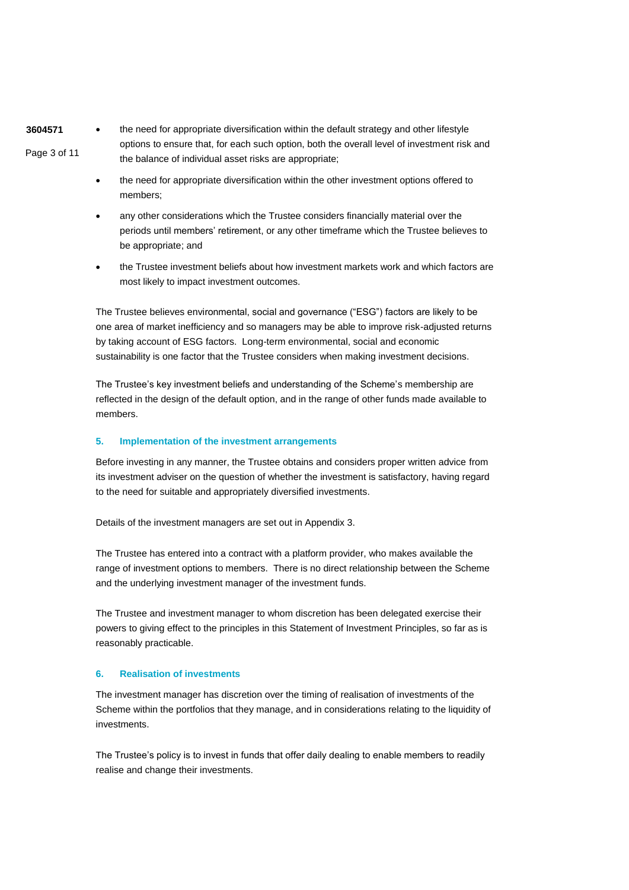- the need for appropriate diversification within the default strategy and other lifestyle options to ensure that, for each such option, both the overall level of investment risk and the balance of individual asset risks are appropriate;
- the need for appropriate diversification within the other investment options offered to members;
- any other considerations which the Trustee considers financially material over the periods until members' retirement, or any other timeframe which the Trustee believes to be appropriate; and
- the Trustee investment beliefs about how investment markets work and which factors are most likely to impact investment outcomes.

The Trustee believes environmental, social and governance ("ESG") factors are likely to be one area of market inefficiency and so managers may be able to improve risk-adjusted returns by taking account of ESG factors. Long-term environmental, social and economic sustainability is one factor that the Trustee considers when making investment decisions.

The Trustee's key investment beliefs and understanding of the Scheme's membership are reflected in the design of the default option, and in the range of other funds made available to members.

## 5. Implementation of the investment arrangements

Before investing in any manner, the Trustee obtains and considers proper written advice from its investment adviser on the question of whether the investment is satisfactory, having regard to the need for suitable and appropriately diversified investments.

Details of the investment managers are set out in Appendix 3.

The Trustee has entered into a contract with a platform provider, who makes available the range of investment options to members. There is no direct relationship between the Scheme and the underlying investment manager of the investment funds.

The Trustee and investment manager to whom discretion has been delegated exercise their powers to giving effect to the principles in this Statement of Investment Principles, so far as is reasonably practicable.

## 6. Realisation of investments

The investment manager has discretion over the timing of realisation of investments of the Scheme within the portfolios that they manage, and in considerations relating to the liquidity of investments.

The Trustee's policy is to invest in funds that offer daily dealing to enable members to readily realise and change their investments.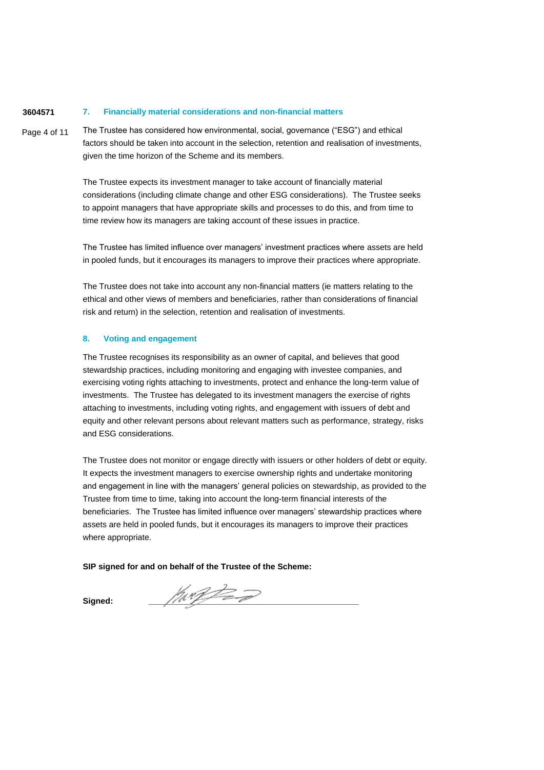## 7. Financially material considerations and non-financial matters

The Trustee has considered how environmental, social, governance ("ESG") and ethical factors should be taken into account in the selection, retention and realisation of investments, given the time horizon of the Scheme and its members.

The Trustee expects its investment manager to take account of financially material considerations (including climate change and other ESG considerations). The Trustee seeks to appoint managers that have appropriate skills and processes to do this, and from time to time review how its managers are taking account of these issues in practice.

The Trustee has limited influence over managers' investment practices where assets are held in pooled funds, but it encourages its managers to improve their practices where appropriate.

The Trustee does not take into account any non-financial matters (ie matters relating to the ethical and other views of members and beneficiaries, rather than considerations of financial risk and return) in the selection, retention and realisation of investments.

## 8. Voting and engagement

The Trustee recognises its responsibility as an owner of capital, and believes that good stewardship practices, including monitoring and engaging with investee companies, and exercising voting rights attaching to investments, protect and enhance the long-term value of investments. The Trustee has delegated to its investment managers the exercise of rights attaching to investments, including voting rights, and engagement with issuers of debt and equity and other relevant persons about relevant matters such as performance, strategy, risks and ESG considerations.

The Trustee does not monitor or engage directly with issuers or other holders of debt or equity. It expects the investment managers to exercise ownership rights and undertake monitoring and engagement in line with the managers' general policies on stewardship, as provided to the Trustee from time to time, taking into account the long-term financial interests of the beneficiaries. The Trustee has limited influence over managers' stewardship practices where assets are held in pooled funds, but it encourages its managers to improve their practices where appropriate.

**SIP signed for and on behalf of the Trustee of the Scheme:**

**Signed:** ________________________________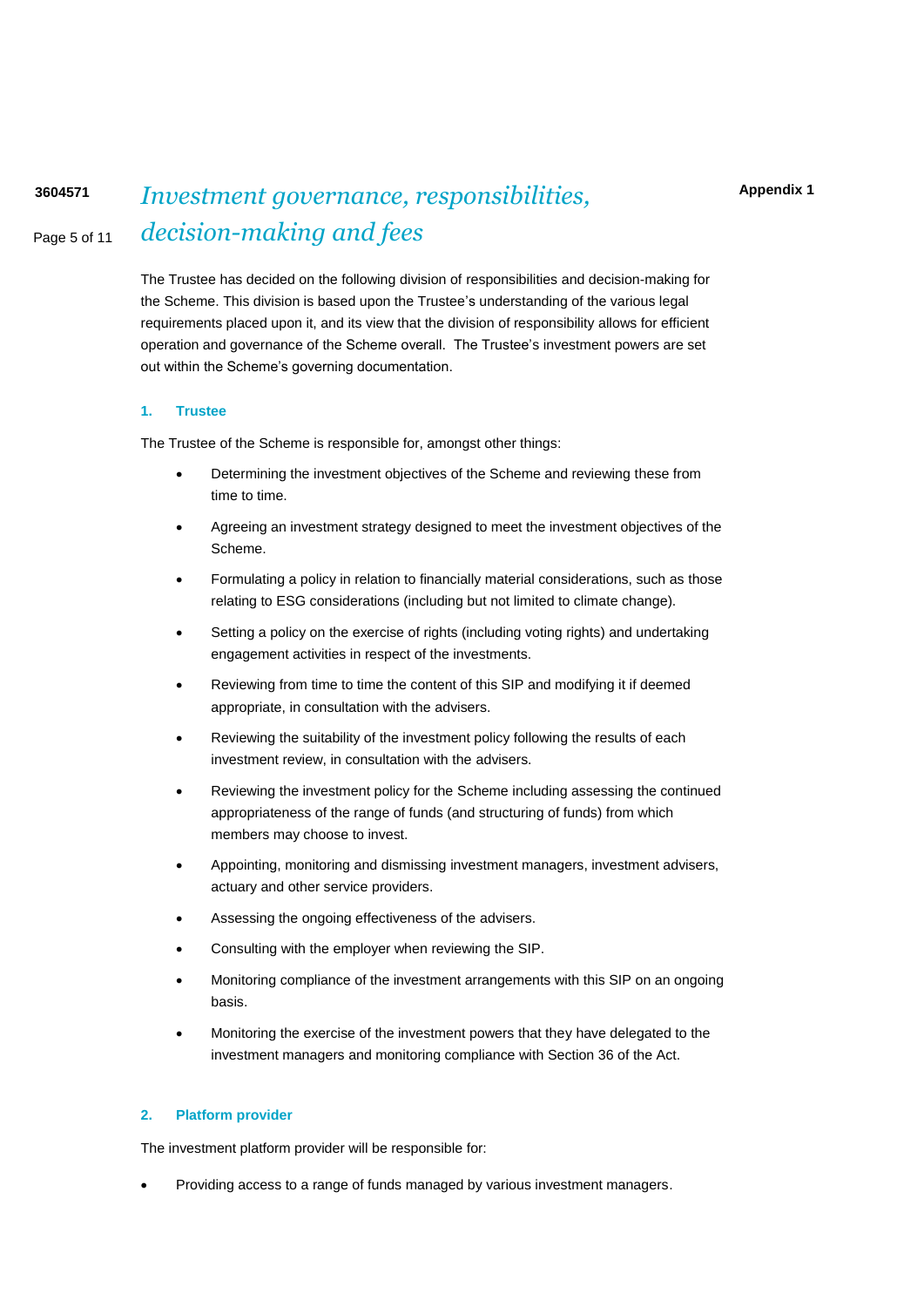Appendix 1

# Investment governance, responsibilities, decision-making and fees

The Trustee has decided on the following division of responsibilities and decision-making for the Scheme. This division is based upon the Trustee's understanding of the various legal requirements placed upon it, and its view that the division of responsibility allows for efficient operation and governance of the Scheme overall. The Trustee's investment powers are set out within the Scheme's governing documentation.

## 1. Trustee

The Trustee of the Scheme is responsible for, amongst other things:

- Determining the investment objectives of the Scheme and reviewing these from time to time.
- Agreeing an investment strategy designed to meet the investment objectives of the Scheme.
- Formulating a policy in relation to financially material considerations, such as those relating to ESG considerations (including but not limited to climate change).
- Setting a policy on the exercise of rights (including voting rights) and undertaking engagement activities in respect of the investments.
- Reviewing from time to time the content of this SIP and modifying it if deemed appropriate, in consultation with the advisers.
- Reviewing the suitability of the investment policy following the results of each investment review, in consultation with the advisers.
- Reviewing the investment policy for the Scheme including assessing the continued appropriateness of the range of funds (and structuring of funds) from which members may choose to invest.
- Appointing, monitoring and dismissing investment managers, investment advisers, actuary and other service providers.
- Assessing the ongoing effectiveness of the advisers.
- Consulting with the employer when reviewing the SIP.
- Monitoring compliance of the investment arrangements with this SIP on an ongoing basis.
- Monitoring the exercise of the investment powers that they have delegated to the investment managers and monitoring compliance with Section 36 of the Act.

## 2. Platform provider

The investment platform provider will be responsible for:

- Providing access to a range of funds managed by various investment managers.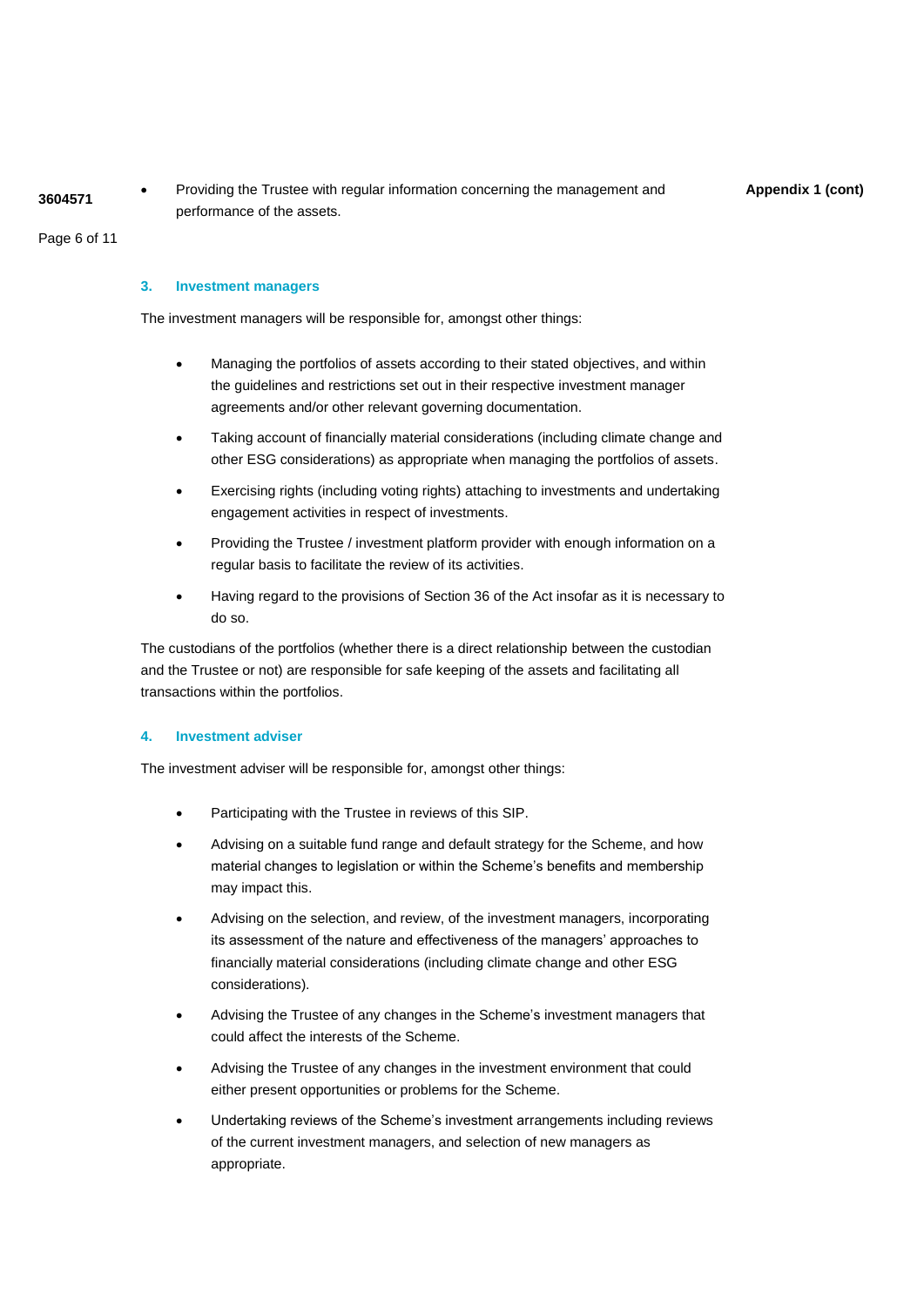- Providing the Trustee with regular information concerning the management and performance of the assets.

### 3. Investment managers

The investment managers will be responsible for, amongst other things:

- Managing the portfolios of assets according to their stated objectives, and within the guidelines and restrictions set out in their respective investment manager agreements and/or other relevant governing documentation.
- Taking account of financially material considerations (including climate change and other ESG considerations) as appropriate when managing the portfolios of assets.
- Exercising rights (including voting rights) attaching to investments and undertaking engagement activities in respect of investments.
- Providing the Trustee / investment platform provider with enough information on a regular basis to facilitate the review of its activities.
- Having regard to the provisions of Section 36 of the Act insofar as it is necessary to do so.

The custodians of the portfolios (whether there is a direct relationship between the custodian and the Trustee or not) are responsible for safe keeping of the assets and facilitating all transactions within the portfolios.

### 4. Investment adviser

The investment adviser will be responsible for, amongst other things:

- Participating with the Trustee in reviews of this SIP.
- Advising on a suitable fund range and default strategy for the Scheme, and how material changes to legislation or within the Scheme's benefits and membership may impact this.
- Advising on the selection, and review, of the investment managers, incorporating its assessment of the nature and effectiveness of the managers' approaches to financially material considerations (including climate change and other ESG considerations).
- Advising the Trustee of any changes in the Scheme's investment managers that could affect the interests of the Scheme.
- Advising the Trustee of any changes in the investment environment that could either present opportunities or problems for the Scheme.
- Undertaking reviews of the Scheme's investment arrangements including reviews of the current investment managers, and selection of new managers as appropriate.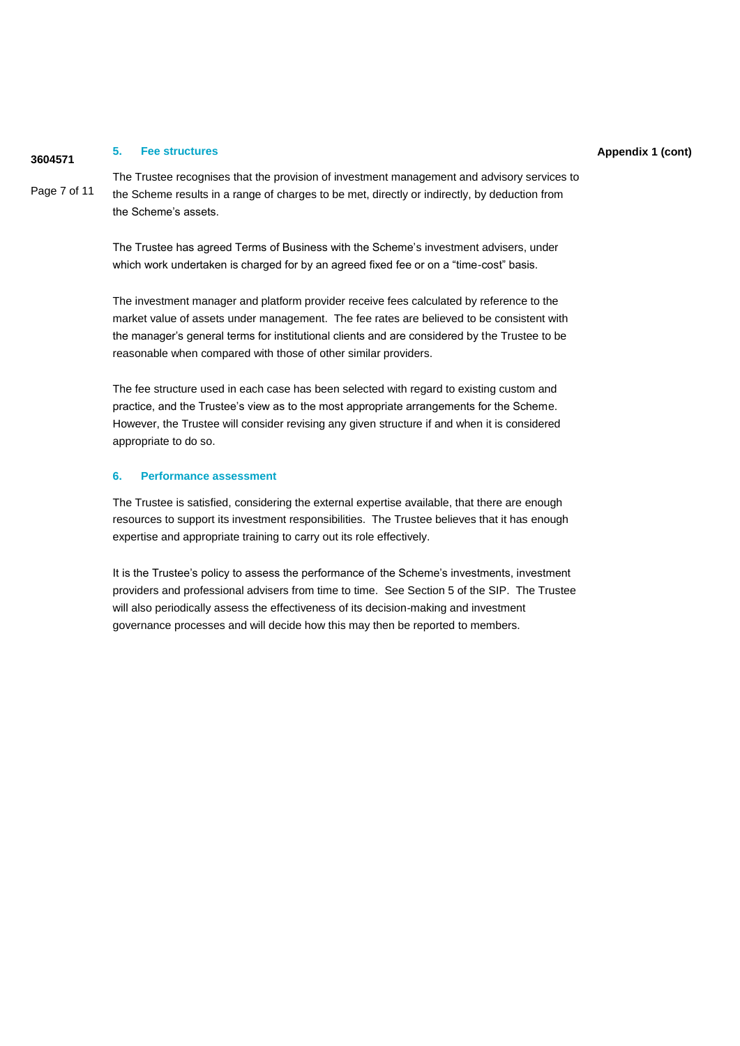## 5. Fee structures

The Trustee recognises that the provision of investment management and advisory services to the Scheme results in a range of charges to be met, directly or indirectly, by deduction from the Scheme's assets.

The Trustee has agreed Terms of Business with the Scheme's investment advisers, under which work undertaken is charged for by an agreed fixed fee or on a "time-cost" basis.

The investment manager and platform provider receive fees calculated by reference to the market value of assets under management. The fee rates are believed to be consistent with the manager's general terms for institutional clients and are considered by the Trustee to be reasonable when compared with those of other similar providers.

The fee structure used in each case has been selected with regard to existing custom and practice, and the Trustee's view as to the most appropriate arrangements for the Scheme. However, the Trustee will consider revising any given structure if and when it is considered appropriate to do so.

## 6. Performance assessment

The Trustee is satisfied, considering the external expertise available, that there are enough resources to support its investment responsibilities. The Trustee believes that it has enough expertise and appropriate training to carry out its role effectively.

It is the Trustee's policy to assess the performance of the Scheme's investments, investment providers and professional advisers from time to time. See Section 5 of the SIP. The Trustee will also periodically assess the effectiveness of its decision-making and investment governance processes and will decide how this may then be reported to members.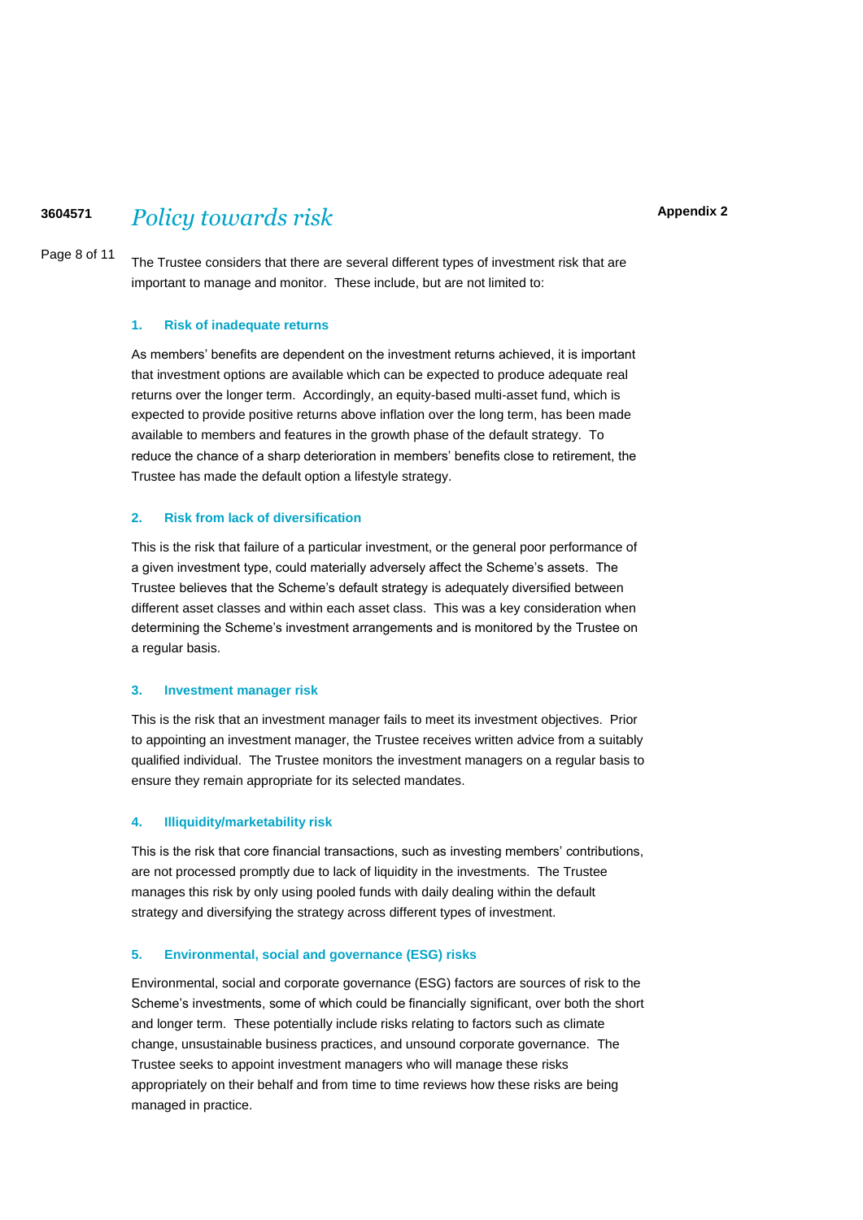# Policy towards risk

**Appendix 2**

The Trustee considers that there are several different types of investment risk that are important to manage and monitor. These include, but are not limited to:

### 1. Risk of inadequate returns

As members' benefits are dependent on the investment returns achieved, it is important that investment options are available which can be expected to produce adequate real returns over the longer term. Accordingly, an equity-based multi-asset fund, which is expected to provide positive returns above inflation over the long term, has been made available to members and features in the growth phase of the default strategy. To reduce the chance of a sharp deterioration in members' benefits close to retirement, the Trustee has made the default option a lifestyle strategy.

### 2. Risk from lack of diversification

This is the risk that failure of a particular investment, or the general poor performance of a given investment type, could materially adversely affect the Scheme's assets. The Trustee believes that the Scheme's default strategy is adequately diversified between different asset classes and within each asset class. This was a key consideration when determining the Scheme's investment arrangements and is monitored by the Trustee on a regular basis.

### 3. Investment manager risk

This is the risk that an investment manager fails to meet its investment objectives. Prior to appointing an investment manager, the Trustee receives written advice from a suitably qualified individual. The Trustee monitors the investment managers on a regular basis to ensure they remain appropriate for its selected mandates.

### 4. Illiquidity/marketability risk

This is the risk that core financial transactions, such as investing members' contributions, are not processed promptly due to lack of liquidity in the investments. The Trustee manages this risk by only using pooled funds with daily dealing within the default strategy and diversifying the strategy across different types of investment.

### 5. Environmental, social and governance (ESG) risks

Environmental, social and corporate governance (ESG) factors are sources of risk to the Scheme's investments, some of which could be financially significant, over both the short and longer term. These potentially include risks relating to factors such as climate change, unsustainable business practices, and unsound corporate governance. The Trustee seeks to appoint investment managers who will manage these risks appropriately on their behalf and from time to time reviews how these risks are being managed in practice.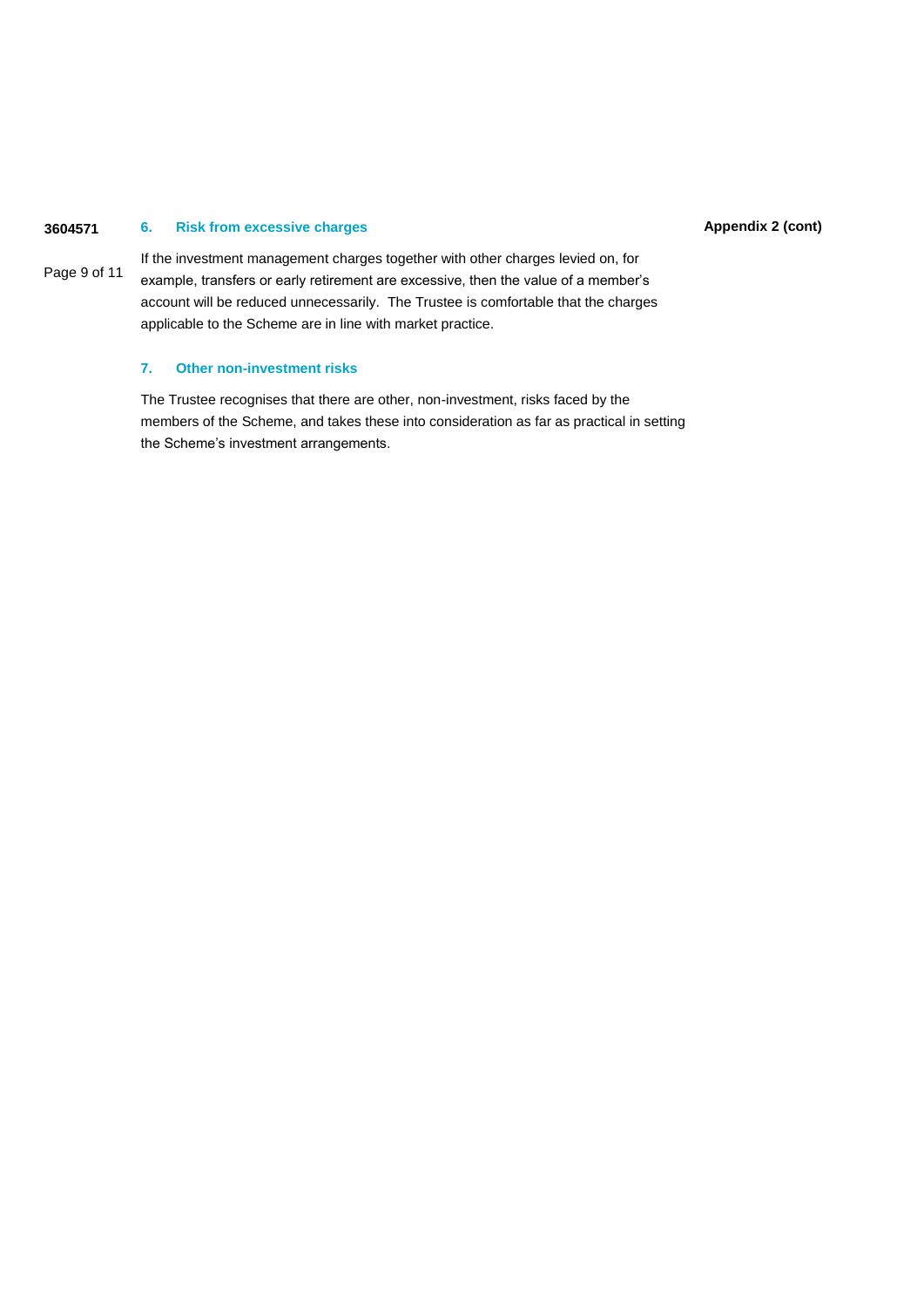### 6. Risk from excessive charges

If the investment management charges together with other charges levied on, for example, transfers or early retirement are excessive, then the value of a member's account will be reduced unnecessarily. The Trustee is comfortable that the charges applicable to the Scheme are in line with market practice.

### 7. Other non-investment risks

The Trustee recognises that there are other, non-investment, risks faced by the members of the Scheme, and takes these into consideration as far as practical in setting the Scheme's investment arrangements.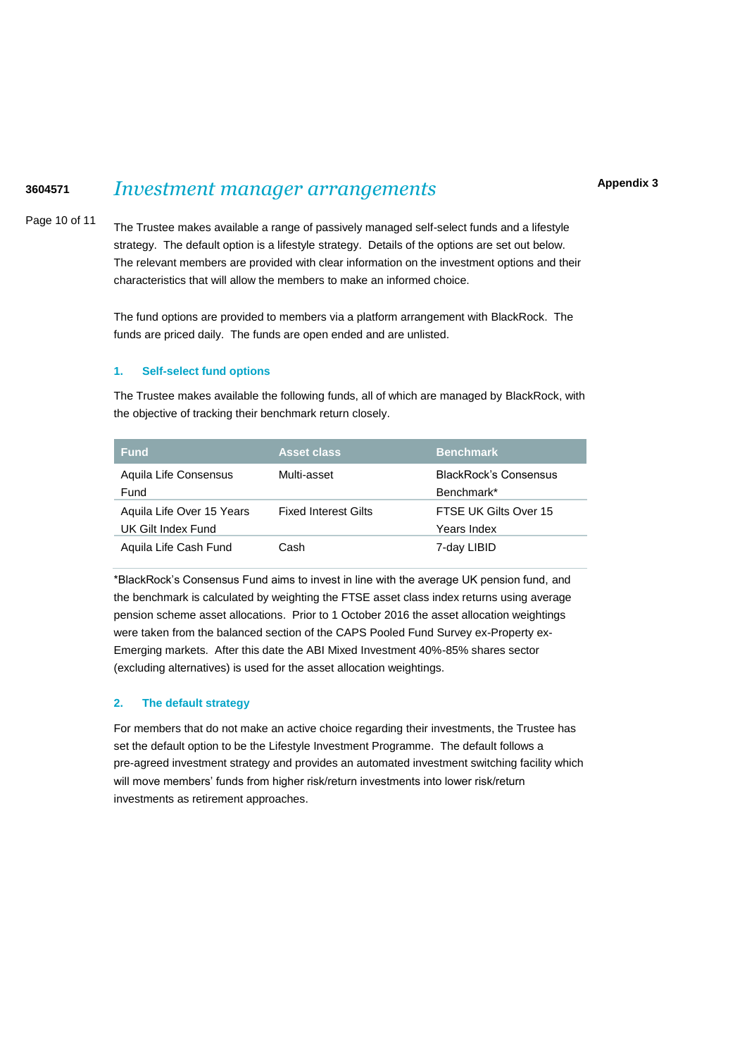# *Investment manager arrangements*

**Appendix 3**

The Trustee makes available a range of passively managed self-select funds and a lifestyle strategy. The default option is a lifestyle strategy. Details of the options are set out below. The relevant members are provided with clear information on the investment options and their characteristics that will allow the members to make an informed choice.

The fund options are provided to members via a platform arrangement with BlackRock. The funds are priced daily. The funds are open ended and are unlisted.

## 1. Self-select fund options

The Trustee makes available the following funds, all of which are managed by BlackRock, with the objective of tracking their benchmark return closely.

| Fund | Asset class | Benchmark |
|---|---|---|
| Aquila Life Consensus Fund | Multi-asset | BlackRock's Consensus Benchmark* |
| Aquila Life Over 15 Years UK Gilt Index Fund | Fixed Interest Gilts | FTSE UK Gilts Over 15 Years Index |
| Aquila Life Cash Fund | Cash | 7-day LIBID |

*BlackRock's Consensus Fund aims to invest in line with the average UK pension fund, and the benchmark is calculated by weighting the FTSE asset class index returns using average pension scheme asset allocations. Prior to 1 October 2016 the asset allocation weightings were taken from the balanced section of the CAPS Pooled Fund Survey ex-Property ex-Emerging markets. After this date the ABI Mixed Investment 40%-85% shares sector (excluding alternatives) is used for the asset allocation weightings.

## 2. The default strategy

For members that do not make an active choice regarding their investments, the Trustee has set the default option to be the Lifestyle Investment Programme. The default follows a pre-agreed investment strategy and provides an automated investment switching facility which will move members' funds from higher risk/return investments into lower risk/return investments as retirement approaches.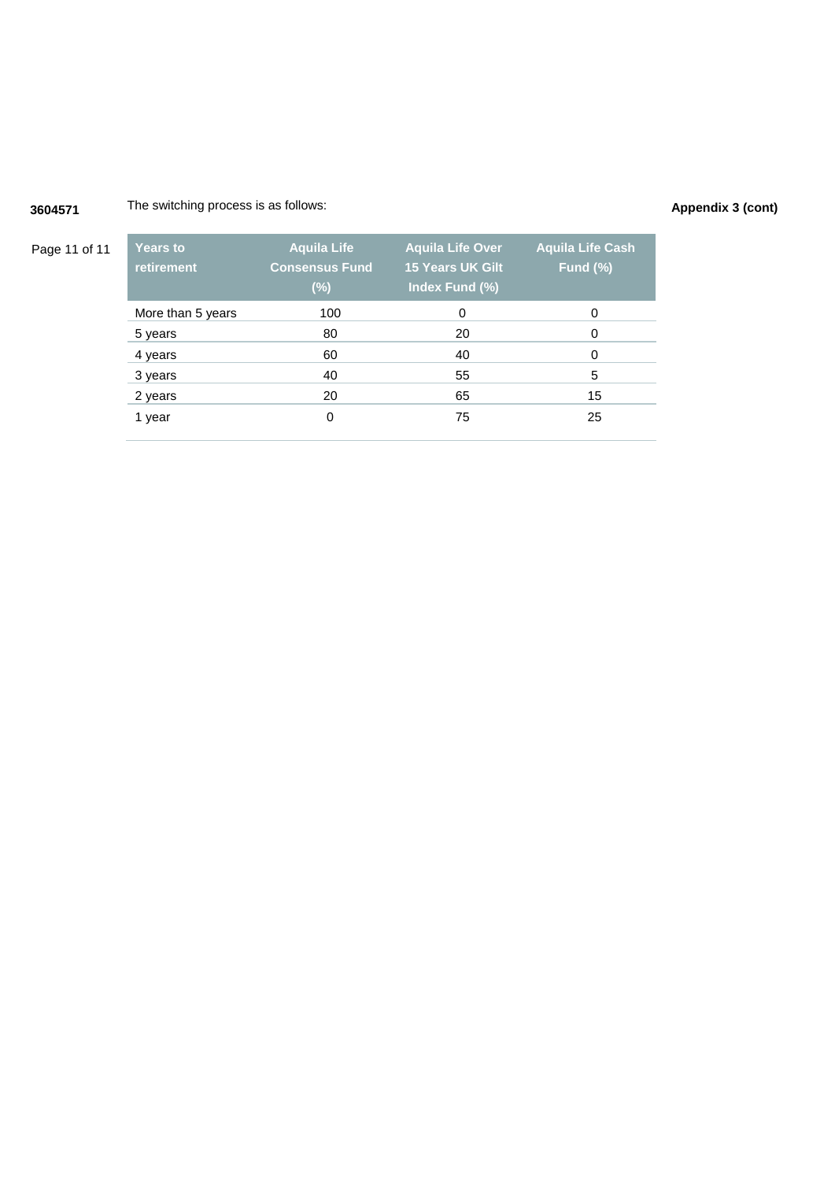**Appendix 3 (cont)**

The switching process is as follows:

| Years to retirement | Aquila Life Consensus Fund (%) | Aquila Life Over 15 Years UK Gilt Index Fund (%) | Aquila Life Cash Fund (%) |
|---|---|---|---|
| More than 5 years | 100 | 0 | 0 |
| 5 years | 80 | 20 | 0 |
| 4 years | 60 | 40 | 0 |
| 3 years | 40 | 55 | 5 |
| 2 years | 20 | 65 | 15 |
| 1 year | 0 | 75 | 25 |